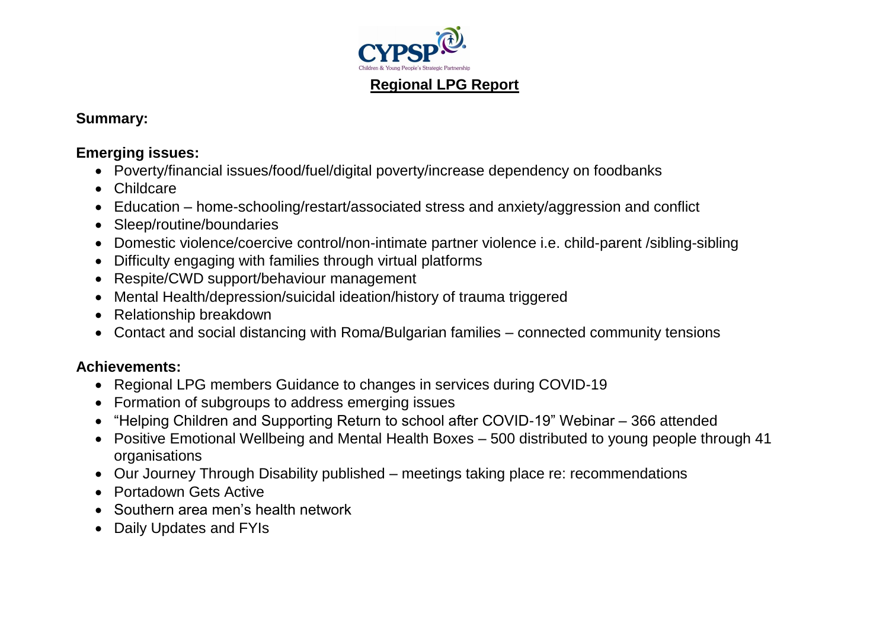CYPSP

Children & Young People's Strategic Partnership

# Regional LPG Report

**Summary:**

**Emerging issues:**

- Poverty/financial issues/food/fuel/digital poverty/increase dependency on foodbanks
- Childcare
- Education – home-schooling/restart/associated stress and anxiety/aggression and conflict
- Sleep/routine/boundaries
- Domestic violence/coercive control/non-intimate partner violence i.e. child-parent /sibling-sibling
- Difficulty engaging with families through virtual platforms
- Respite/CWD support/behaviour management
- Mental Health/depression/suicidal ideation/history of trauma triggered
- Relationship breakdown
- Contact and social distancing with Roma/Bulgarian families – connected community tensions

**Achievements:**

- Regional LPG members Guidance to changes in services during COVID-19
- Formation of subgroups to address emerging issues
- "Helping Children and Supporting Return to school after COVID-19" Webinar – 366 attended
- Positive Emotional Wellbeing and Mental Health Boxes – 500 distributed to young people through 41 organisations
- Our Journey Through Disability published – meetings taking place re: recommendations
- Portadown Gets Active
- Southern area men's health network
- Daily Updates and FYIs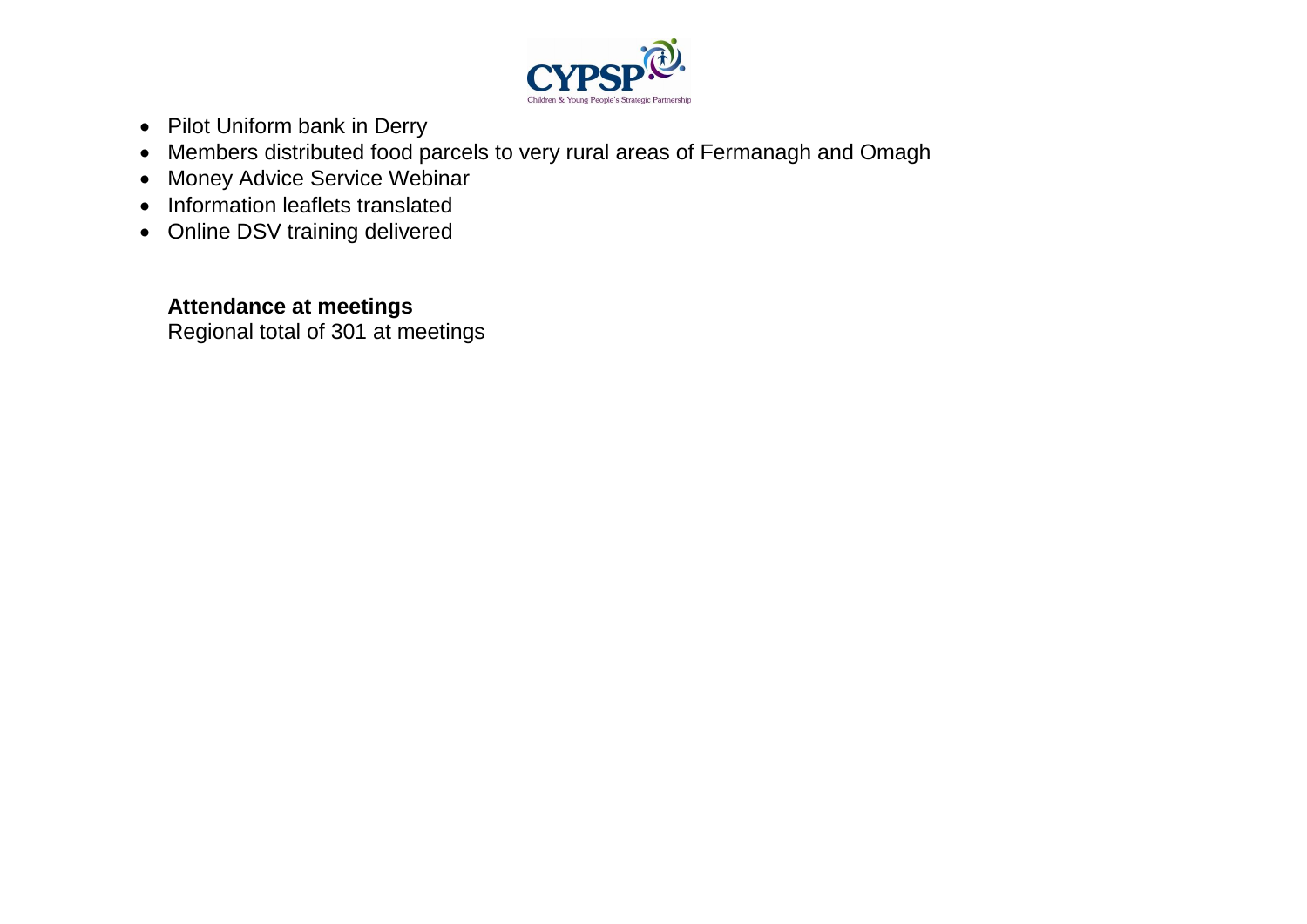- Pilot Uniform bank in Derry
- Members distributed food parcels to very rural areas of Fermanagh and Omagh
- Money Advice Service Webinar
- Information leaflets translated
- Online DSV training delivered

**Attendance at meetings**
Regional total of 301 at meetings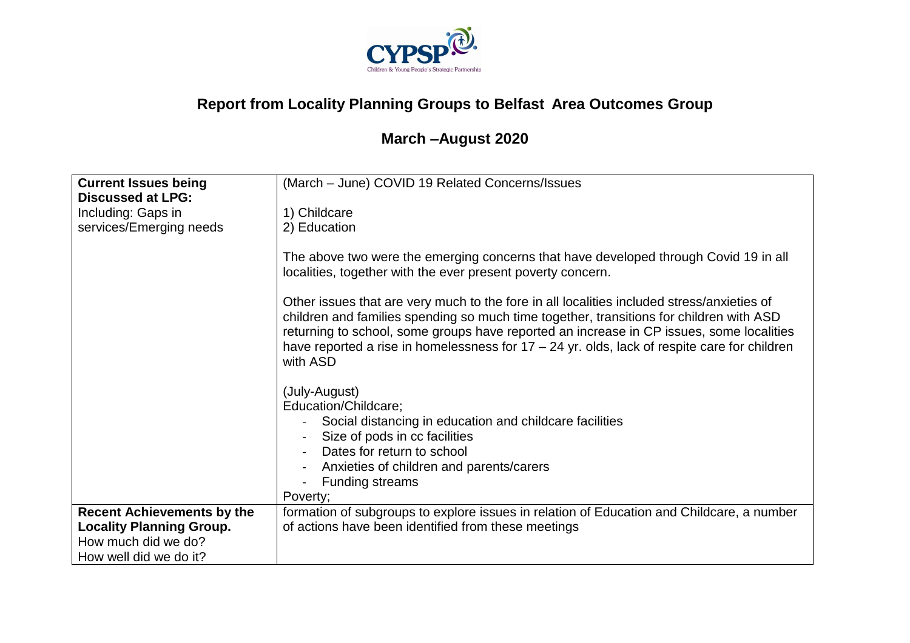# Report from Locality Planning Groups to Belfast Area Outcomes Group

## March –August 2020

| | |
|---|---|
| **Current Issues being Discussed at LPG:**<br>Including: Gaps in services/Emerging needs | (March – June) COVID 19 Related Concerns/Issues<br><br>1) Childcare<br>2) Education<br><br>The above two were the emerging concerns that have developed through Covid 19 in all localities, together with the ever present poverty concern.<br><br>Other issues that are very much to the fore in all localities included stress/anxieties of children and families spending so much time together, transitions for children with ASD returning to school, some groups have reported an increase in CP issues, some localities have reported a rise in homelessness for 17 – 24 yr. olds, lack of respite care for children with ASD<br><br>(July-August)<br>Education/Childcare;<br>- Social distancing in education and childcare facilities<br>- Size of pods in cc facilities<br>- Dates for return to school<br>- Anxieties of children and parents/carers<br>- Funding streams<br><br>Poverty; |
| **Recent Achievements by the Locality Planning Group.**<br>How much did we do?<br>How well did we do it? | formation of subgroups to explore issues in relation of Education and Childcare, a number of actions have been identified from these meetings |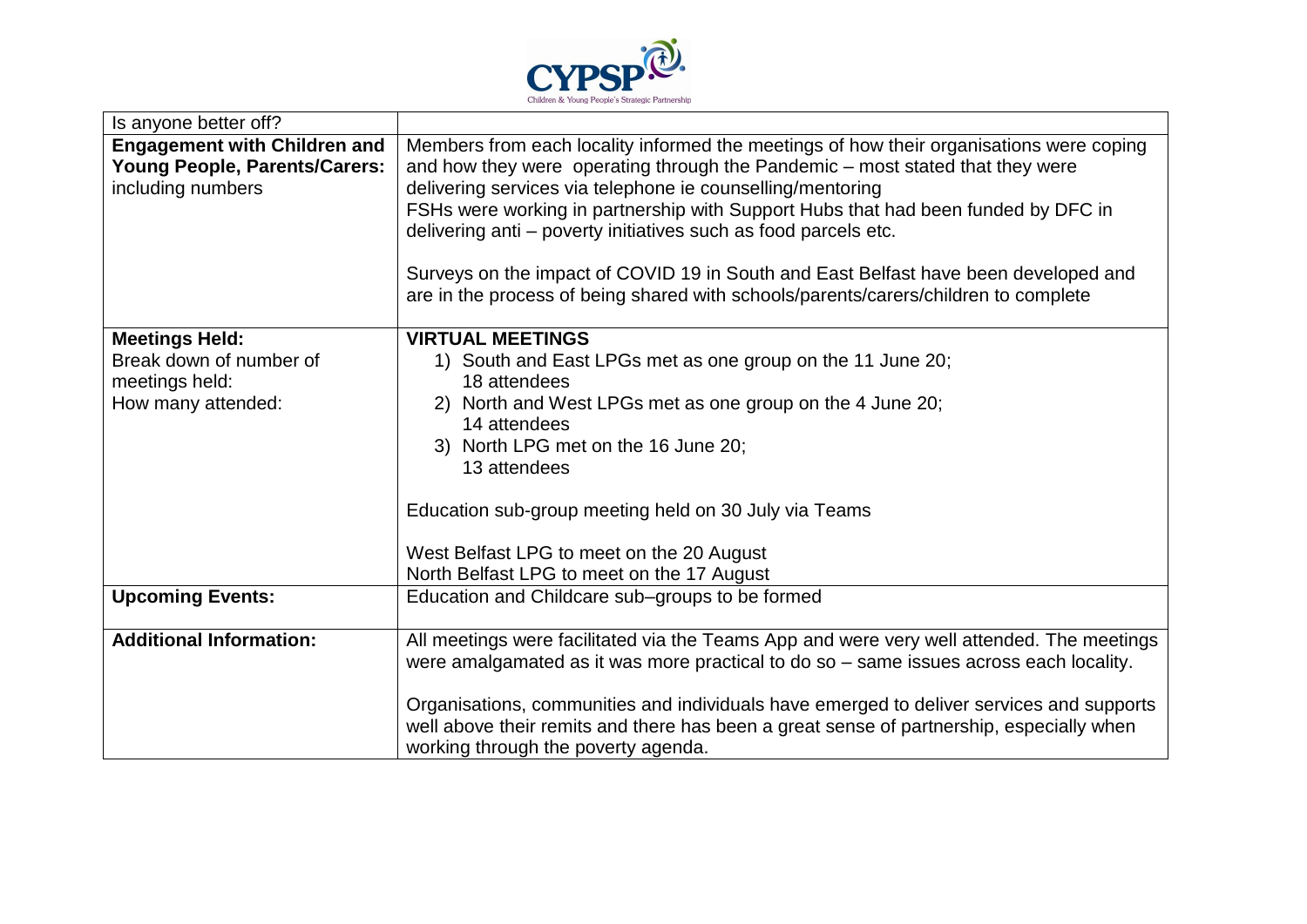| Is anyone better off? | |
|---|---|
| **Engagement with Children and Young People, Parents/Carers:** including numbers | Members from each locality informed the meetings of how their organisations were coping and how they were operating through the Pandemic – most stated that they were delivering services via telephone ie counselling/mentoring<br>FSHs were working in partnership with Support Hubs that had been funded by DFC in delivering anti – poverty initiatives such as food parcels etc.<br><br>Surveys on the impact of COVID 19 in South and East Belfast have been developed and are in the process of being shared with schools/parents/carers/children to complete |
| **Meetings Held:**<br>Break down of number of meetings held:<br>How many attended: | **VIRTUAL MEETINGS**<br>1) South and East LPGs met as one group on the 11 June 20; 18 attendees<br>2) North and West LPGs met as one group on the 4 June 20; 14 attendees<br>3) North LPG met on the 16 June 20; 13 attendees<br><br>Education sub-group meeting held on 30 July via Teams<br><br>West Belfast LPG to meet on the 20 August<br>North Belfast LPG to meet on the 17 August |
| **Upcoming Events:** | Education and Childcare sub–groups to be formed |
| **Additional Information:** | All meetings were facilitated via the Teams App and were very well attended. The meetings were amalgamated as it was more practical to do so – same issues across each locality.<br><br>Organisations, communities and individuals have emerged to deliver services and supports well above their remits and there has been a great sense of partnership, especially when working through the poverty agenda. |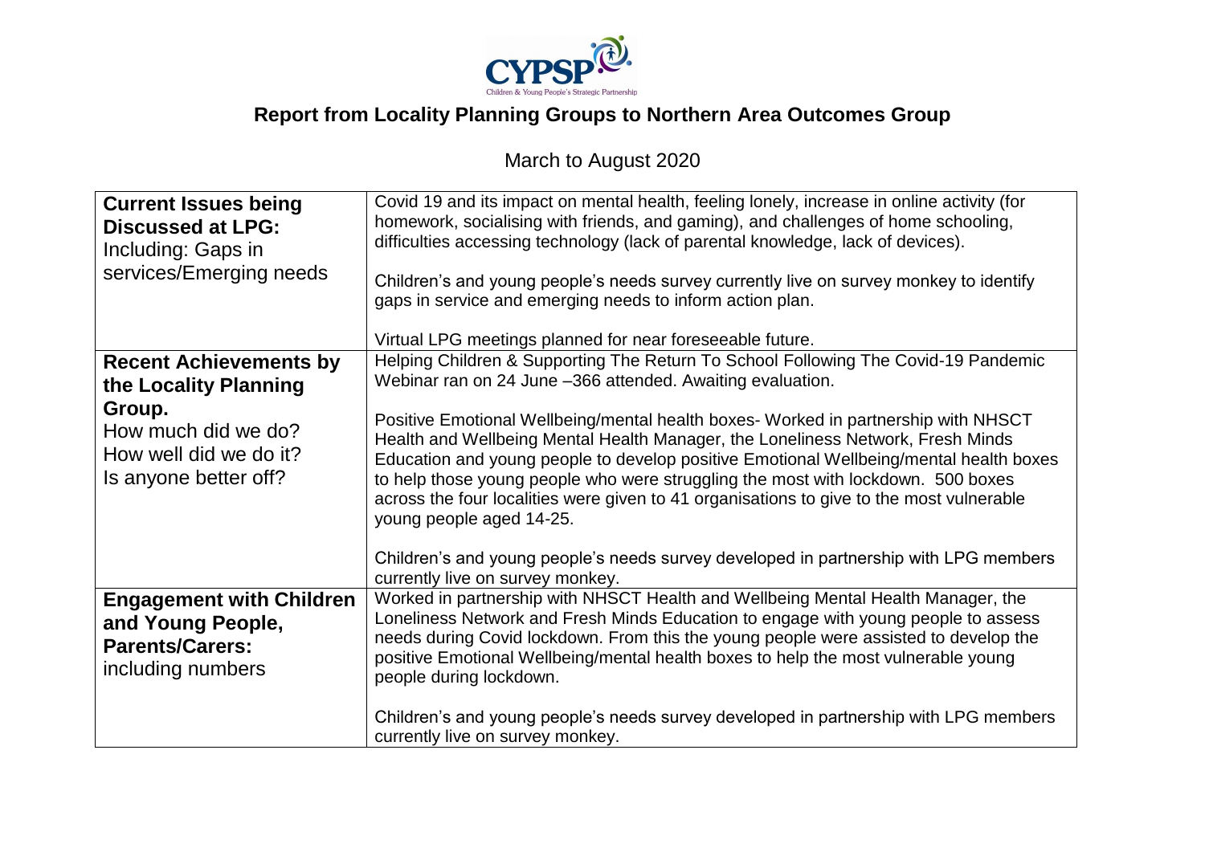# Report from Locality Planning Groups to Northern Area Outcomes Group

March to August 2020

| | |
|---|---|
| **Current Issues being Discussed at LPG:** Including: Gaps in services/Emerging needs | Covid 19 and its impact on mental health, feeling lonely, increase in online activity (for homework, socialising with friends, and gaming), and challenges of home schooling, difficulties accessing technology (lack of parental knowledge, lack of devices).<br><br>Children's and young people's needs survey currently live on survey monkey to identify gaps in service and emerging needs to inform action plan.<br><br>Virtual LPG meetings planned for near foreseeable future. |
| **Recent Achievements by the Locality Planning Group.** How much did we do? How well did we do it? Is anyone better off? | Helping Children & Supporting The Return To School Following The Covid-19 Pandemic Webinar ran on 24 June –366 attended. Awaiting evaluation.<br><br>Positive Emotional Wellbeing/mental health boxes- Worked in partnership with NHSCT Health and Wellbeing Mental Health Manager, the Loneliness Network, Fresh Minds Education and young people to develop positive Emotional Wellbeing/mental health boxes to help those young people who were struggling the most with lockdown. 500 boxes across the four localities were given to 41 organisations to give to the most vulnerable young people aged 14-25.<br><br>Children's and young people's needs survey developed in partnership with LPG members currently live on survey monkey. |
| **Engagement with Children and Young People, Parents/Carers:** including numbers | Worked in partnership with NHSCT Health and Wellbeing Mental Health Manager, the Loneliness Network and Fresh Minds Education to engage with young people to assess needs during Covid lockdown. From this the young people were assisted to develop the positive Emotional Wellbeing/mental health boxes to help the most vulnerable young people during lockdown.<br><br>Children's and young people's needs survey developed in partnership with LPG members currently live on survey monkey. |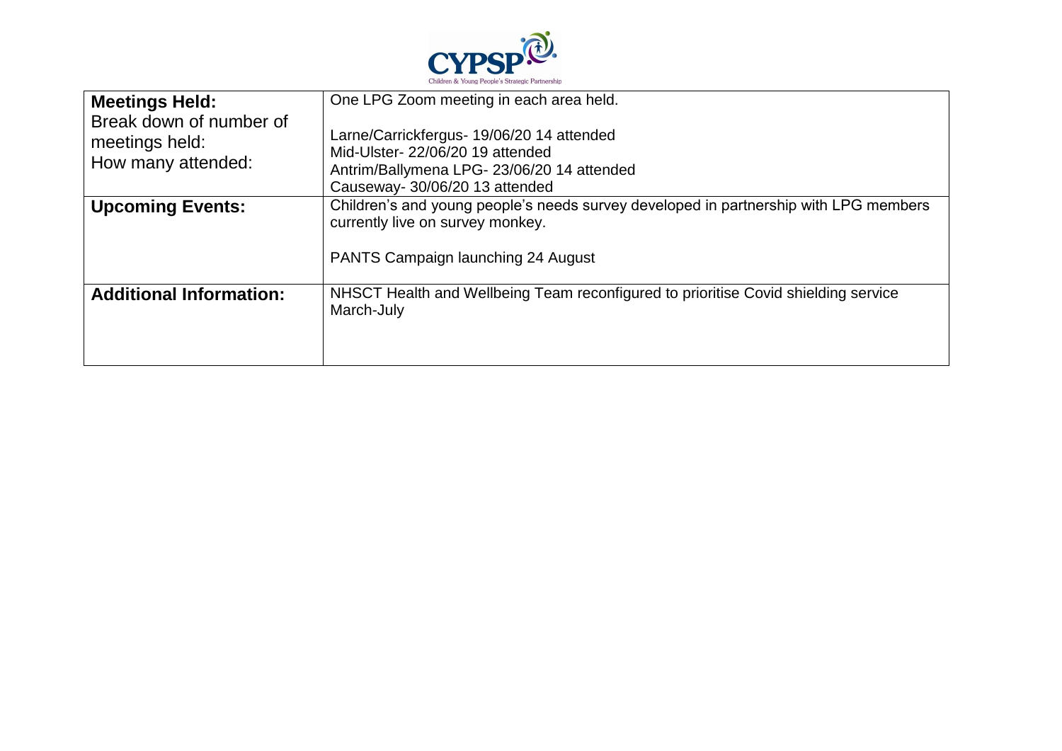| **Meetings Held:**<br>Break down of number of meetings held:<br>How many attended: | One LPG Zoom meeting in each area held.<br><br>Larne/Carrickfergus- 19/06/20 14 attended<br>Mid-Ulster- 22/06/20 19 attended<br>Antrim/Ballymena LPG- 23/06/20 14 attended<br>Causeway- 30/06/20 13 attended |
|---|---|
| **Upcoming Events:** | Children's and young people's needs survey developed in partnership with LPG members currently live on survey monkey.<br><br>PANTS Campaign launching 24 August |
| **Additional Information:** | NHSCT Health and Wellbeing Team reconfigured to prioritise Covid shielding service March-July |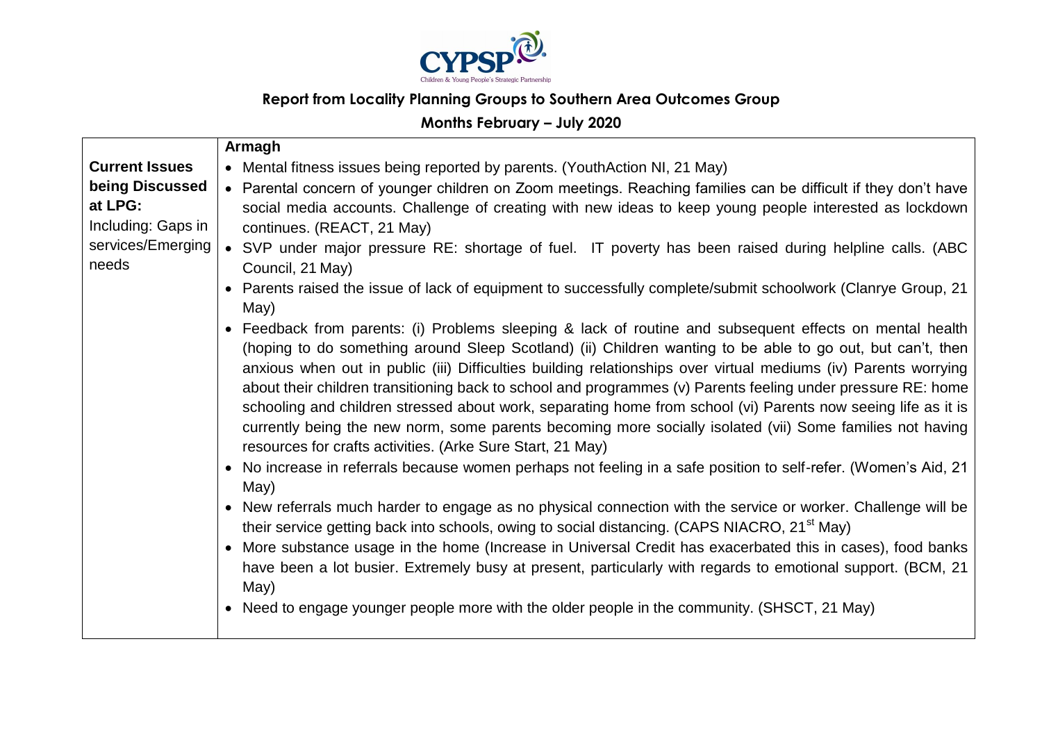**Report from Locality Planning Groups to Southern Area Outcomes Group**

**Months February – July 2020**

| | **Armagh** |
|---|---|
| **Current Issues being Discussed at LPG:** Including: Gaps in services/Emerging needs | • Mental fitness issues being reported by parents. (YouthAction NI, 21 May)<br>• Parental concern of younger children on Zoom meetings. Reaching families can be difficult if they don't have social media accounts. Challenge of creating with new ideas to keep young people interested as lockdown continues. (REACT, 21 May)<br>• SVP under major pressure RE: shortage of fuel. IT poverty has been raised during helpline calls. (ABC Council, 21 May)<br>• Parents raised the issue of lack of equipment to successfully complete/submit schoolwork (Clanrye Group, 21 May)<br>• Feedback from parents: (i) Problems sleeping & lack of routine and subsequent effects on mental health (hoping to do something around Sleep Scotland) (ii) Children wanting to be able to go out, but can't, then anxious when out in public (iii) Difficulties building relationships over virtual mediums (iv) Parents worrying about their children transitioning back to school and programmes (v) Parents feeling under pressure RE: home schooling and children stressed about work, separating home from school (vi) Parents now seeing life as it is currently being the new norm, some parents becoming more socially isolated (vii) Some families not having resources for crafts activities. (Arke Sure Start, 21 May)<br>• No increase in referrals because women perhaps not feeling in a safe position to self-refer. (Women's Aid, 21 May)<br>• New referrals much harder to engage as no physical connection with the service or worker. Challenge will be their service getting back into schools, owing to social distancing. (CAPS NIACRO, 21st May)<br>• More substance usage in the home (Increase in Universal Credit has exacerbated this in cases), food banks have been a lot busier. Extremely busy at present, particularly with regards to emotional support. (BCM, 21 May)<br>• Need to engage younger people more with the older people in the community. (SHSCT, 21 May) |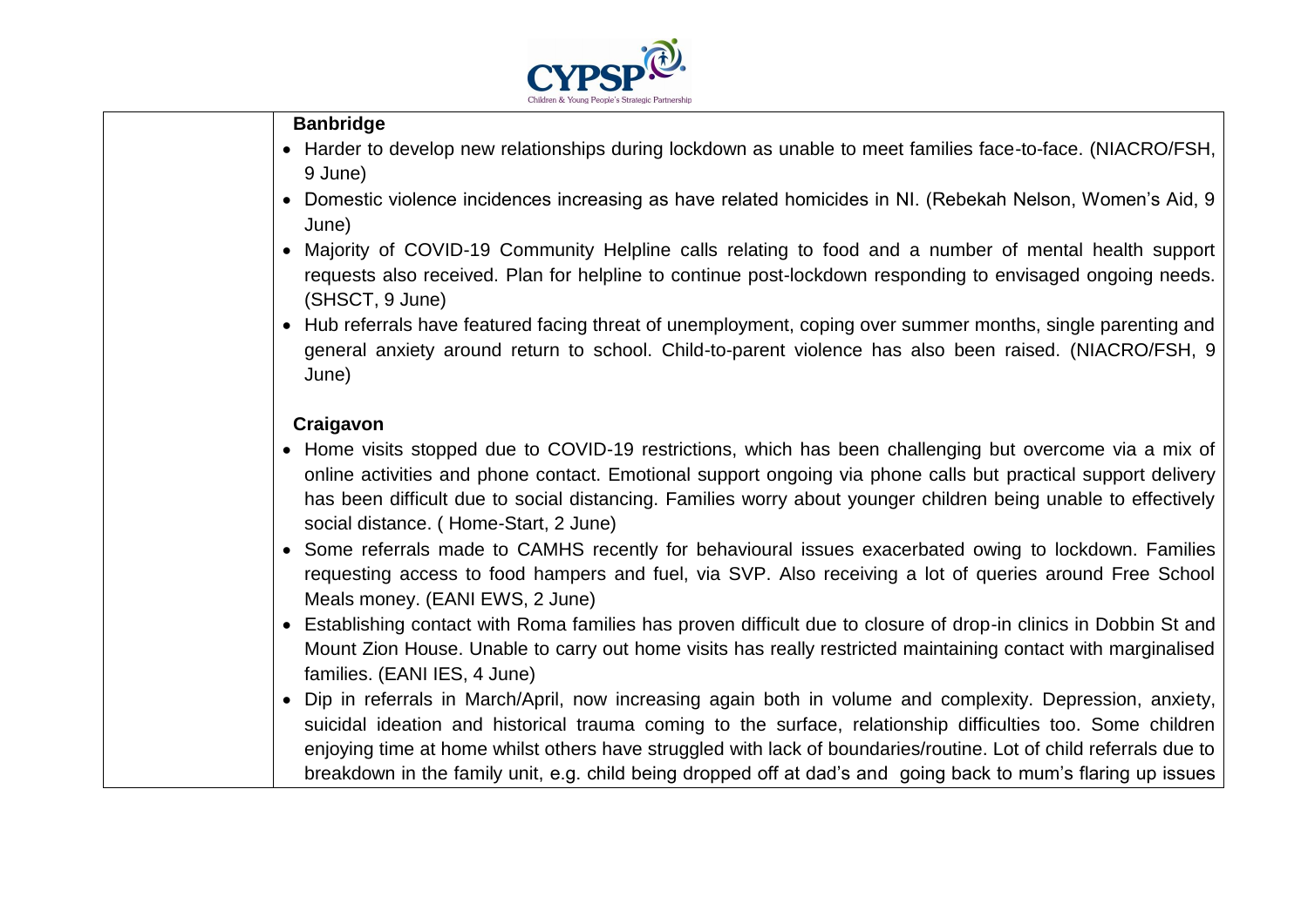| | **Banbridge**<br>• Harder to develop new relationships during lockdown as unable to meet families face-to-face. (NIACRO/FSH, 9 June)<br>• Domestic violence incidences increasing as have related homicides in NI. (Rebekah Nelson, Women's Aid, 9 June)<br>• Majority of COVID-19 Community Helpline calls relating to food and a number of mental health support requests also received. Plan for helpline to continue post-lockdown responding to envisaged ongoing needs. (SHSCT, 9 June)<br>• Hub referrals have featured facing threat of unemployment, coping over summer months, single parenting and general anxiety around return to school. Child-to-parent violence has also been raised. (NIACRO/FSH, 9 June)<br><br>**Craigavon**<br>• Home visits stopped due to COVID-19 restrictions, which has been challenging but overcome via a mix of online activities and phone contact. Emotional support ongoing via phone calls but practical support delivery has been difficult due to social distancing. Families worry about younger children being unable to effectively social distance. ( Home-Start, 2 June)<br>• Some referrals made to CAMHS recently for behavioural issues exacerbated owing to lockdown. Families requesting access to food hampers and fuel, via SVP. Also receiving a lot of queries around Free School Meals money. (EANI EWS, 2 June)<br>• Establishing contact with Roma families has proven difficult due to closure of drop-in clinics in Dobbin St and Mount Zion House. Unable to carry out home visits has really restricted maintaining contact with marginalised families. (EANI IES, 4 June)<br>• Dip in referrals in March/April, now increasing again both in volume and complexity. Depression, anxiety, suicidal ideation and historical trauma coming to the surface, relationship difficulties too. Some children enjoying time at home whilst others have struggled with lack of boundaries/routine. Lot of child referrals due to breakdown in the family unit, e.g. child being dropped off at dad's and going back to mum's flaring up issues |
|---|---|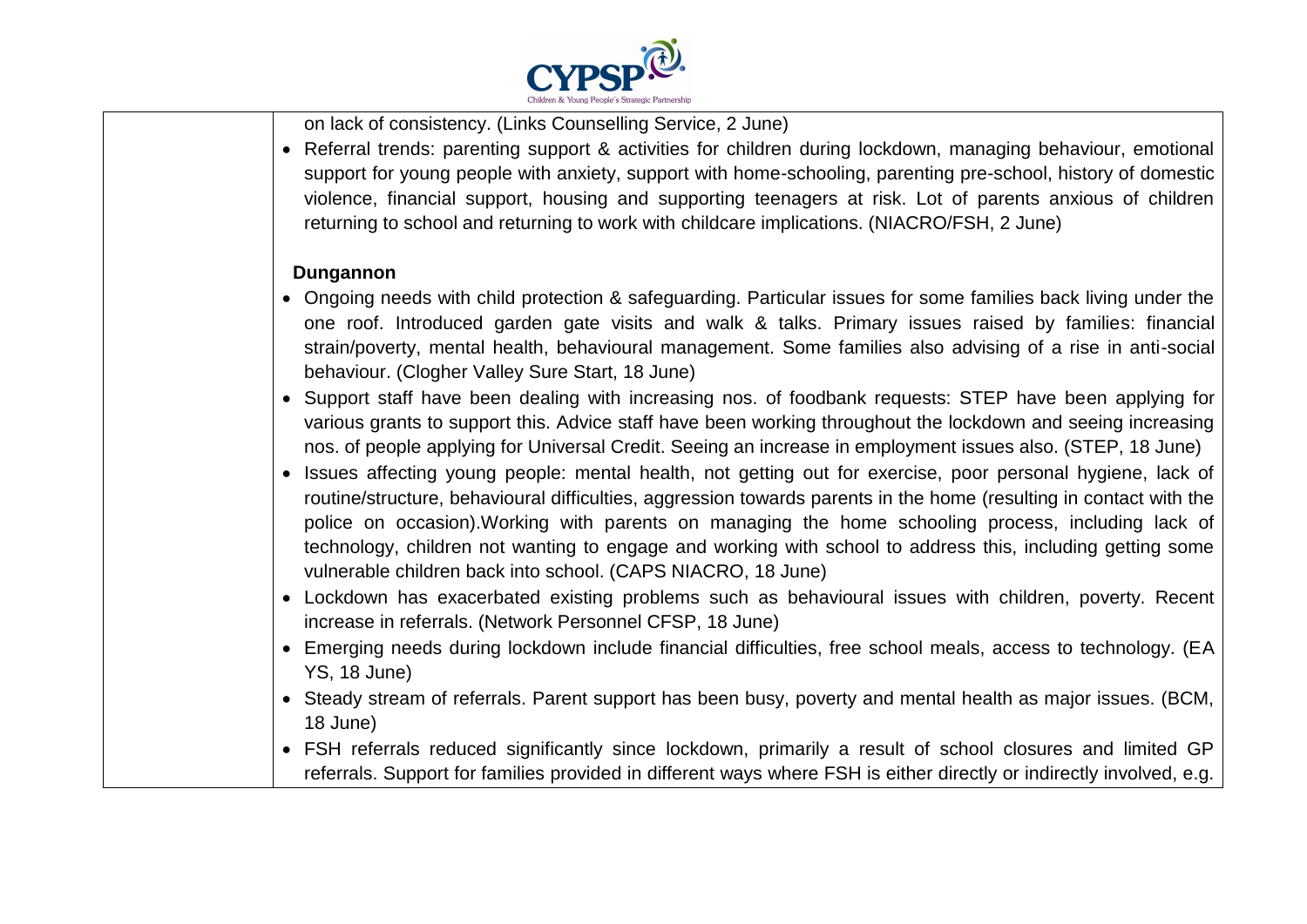| | on lack of consistency. (Links Counselling Service, 2 June)<br>• Referral trends: parenting support & activities for children during lockdown, managing behaviour, emotional support for young people with anxiety, support with home-schooling, parenting pre-school, history of domestic violence, financial support, housing and supporting teenagers at risk. Lot of parents anxious of children returning to school and returning to work with childcare implications. (NIACRO/FSH, 2 June)<br><br>**Dungannon**<br>• Ongoing needs with child protection & safeguarding. Particular issues for some families back living under the one roof. Introduced garden gate visits and walk & talks. Primary issues raised by families: financial strain/poverty, mental health, behavioural management. Some families also advising of a rise in anti-social behaviour. (Clogher Valley Sure Start, 18 June)<br>• Support staff have been dealing with increasing nos. of foodbank requests: STEP have been applying for various grants to support this. Advice staff have been working throughout the lockdown and seeing increasing nos. of people applying for Universal Credit. Seeing an increase in employment issues also. (STEP, 18 June)<br>• Issues affecting young people: mental health, not getting out for exercise, poor personal hygiene, lack of routine/structure, behavioural difficulties, aggression towards parents in the home (resulting in contact with the police on occasion).Working with parents on managing the home schooling process, including lack of technology, children not wanting to engage and working with school to address this, including getting some vulnerable children back into school. (CAPS NIACRO, 18 June)<br>• Lockdown has exacerbated existing problems such as behavioural issues with children, poverty. Recent increase in referrals. (Network Personnel CFSP, 18 June)<br>• Emerging needs during lockdown include financial difficulties, free school meals, access to technology. (EA YS, 18 June)<br>• Steady stream of referrals. Parent support has been busy, poverty and mental health as major issues. (BCM, 18 June)<br>• FSH referrals reduced significantly since lockdown, primarily a result of school closures and limited GP referrals. Support for families provided in different ways where FSH is either directly or indirectly involved, e.g. |
|---|---|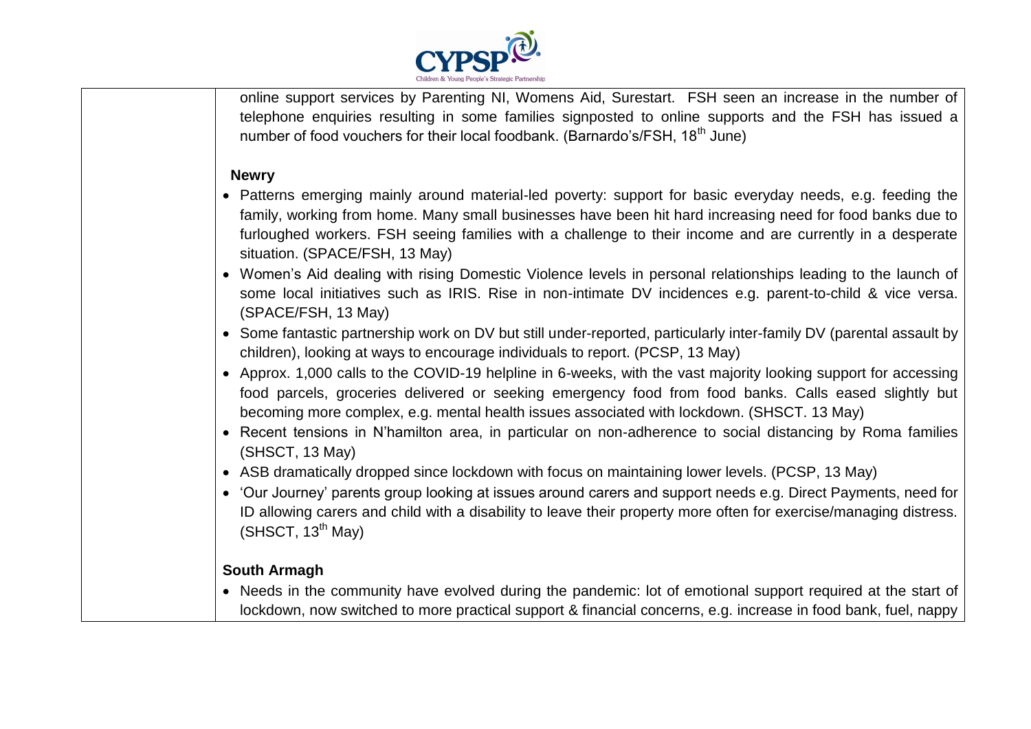| | |
|---|---|
| | online support services by Parenting NI, Womens Aid, Surestart. FSH seen an increase in the number of telephone enquiries resulting in some families signposted to online supports and the FSH has issued a number of food vouchers for their local foodbank. (Barnardo's/FSH, 18th June)<br><br>**Newry**<br>• Patterns emerging mainly around material-led poverty: support for basic everyday needs, e.g. feeding the family, working from home. Many small businesses have been hit hard increasing need for food banks due to furloughed workers. FSH seeing families with a challenge to their income and are currently in a desperate situation. (SPACE/FSH, 13 May)<br>• Women's Aid dealing with rising Domestic Violence levels in personal relationships leading to the launch of some local initiatives such as IRIS. Rise in non-intimate DV incidences e.g. parent-to-child & vice versa. (SPACE/FSH, 13 May)<br>• Some fantastic partnership work on DV but still under-reported, particularly inter-family DV (parental assault by children), looking at ways to encourage individuals to report. (PCSP, 13 May)<br>• Approx. 1,000 calls to the COVID-19 helpline in 6-weeks, with the vast majority looking support for accessing food parcels, groceries delivered or seeking emergency food from food banks. Calls eased slightly but becoming more complex, e.g. mental health issues associated with lockdown. (SHSCT. 13 May)<br>• Recent tensions in N'hamilton area, in particular on non-adherence to social distancing by Roma families (SHSCT, 13 May)<br>• ASB dramatically dropped since lockdown with focus on maintaining lower levels. (PCSP, 13 May)<br>• 'Our Journey' parents group looking at issues around carers and support needs e.g. Direct Payments, need for ID allowing carers and child with a disability to leave their property more often for exercise/managing distress. (SHSCT, 13th May)<br><br>**South Armagh**<br>• Needs in the community have evolved during the pandemic: lot of emotional support required at the start of lockdown, now switched to more practical support & financial concerns, e.g. increase in food bank, fuel, nappy |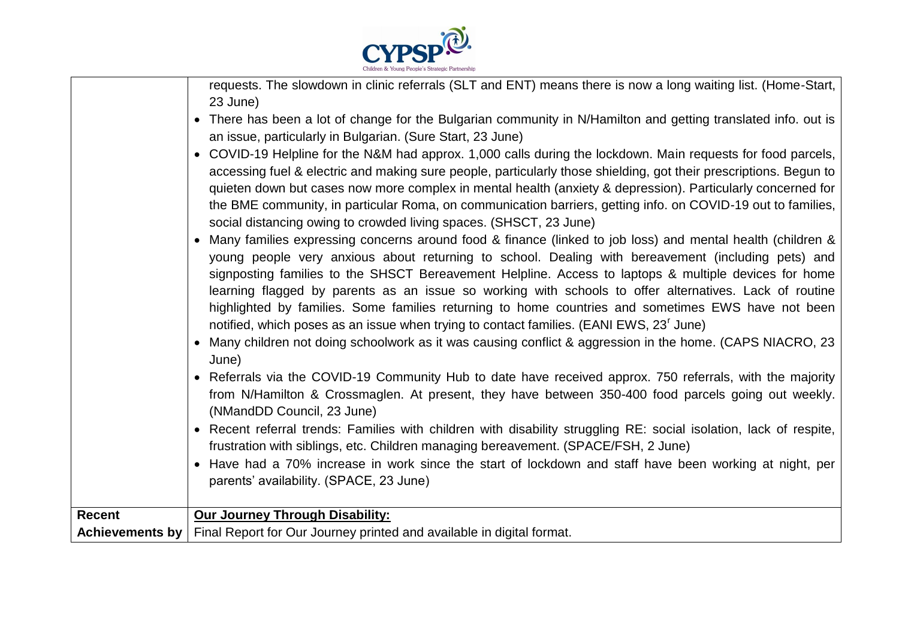| | |
|---|---|
| | requests. The slowdown in clinic referrals (SLT and ENT) means there is now a long waiting list. (Home-Start, 23 June)<br>• There has been a lot of change for the Bulgarian community in N/Hamilton and getting translated info. out is an issue, particularly in Bulgarian. (Sure Start, 23 June)<br>• COVID-19 Helpline for the N&M had approx. 1,000 calls during the lockdown. Main requests for food parcels, accessing fuel & electric and making sure people, particularly those shielding, got their prescriptions. Begun to quieten down but cases now more complex in mental health (anxiety & depression). Particularly concerned for the BME community, in particular Roma, on communication barriers, getting info. on COVID-19 out to families, social distancing owing to crowded living spaces. (SHSCT, 23 June)<br>• Many families expressing concerns around food & finance (linked to job loss) and mental health (children & young people very anxious about returning to school. Dealing with bereavement (including pets) and signposting families to the SHSCT Bereavement Helpline. Access to laptops & multiple devices for home learning flagged by parents as an issue so working with schools to offer alternatives. Lack of routine highlighted by families. Some families returning to home countries and sometimes EWS have not been notified, which poses as an issue when trying to contact families. (EANI EWS, 23r June)<br>• Many children not doing schoolwork as it was causing conflict & aggression in the home. (CAPS NIACRO, 23 June)<br>• Referrals via the COVID-19 Community Hub to date have received approx. 750 referrals, with the majority from N/Hamilton & Crossmaglen. At present, they have between 350-400 food parcels going out weekly. (NMandDD Council, 23 June)<br>• Recent referral trends: Families with children with disability struggling RE: social isolation, lack of respite, frustration with siblings, etc. Children managing bereavement. (SPACE/FSH, 2 June)<br>• Have had a 70% increase in work since the start of lockdown and staff have been working at night, per parents' availability. (SPACE, 23 June) |
| **Recent Achievements by** | **<u>Our Journey Through Disability:</u>**<br>Final Report for Our Journey printed and available in digital format. |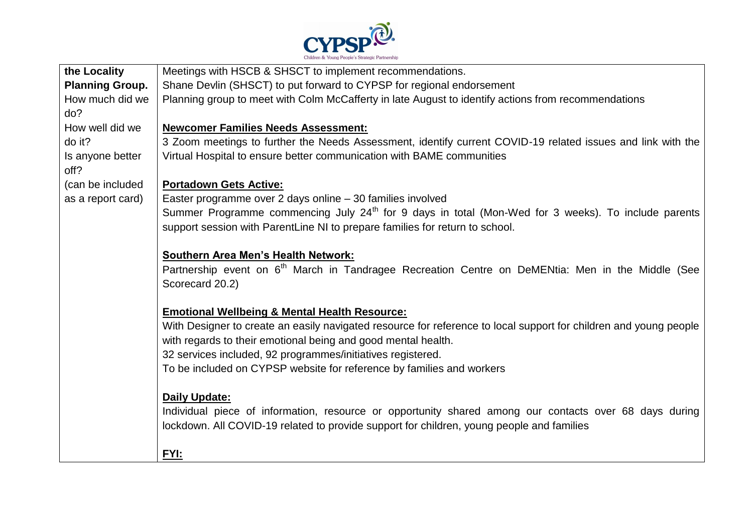| the Locality **Planning Group.** How much did we do? How well did we do it? Is anyone better off? (can be included as a report card) | Meetings with HSCB & SHSCT to implement recommendations.<br>Shane Devlin (SHSCT) to put forward to CYPSP for regional endorsement<br>Planning group to meet with Colm McCafferty in late August to identify actions from recommendations<br><br>**<u>Newcomer Families Needs Assessment:</u>**<br>3 Zoom meetings to further the Needs Assessment, identify current COVID-19 related issues and link with the Virtual Hospital to ensure better communication with BAME communities<br><br>**<u>Portadown Gets Active:</u>**<br>Easter programme over 2 days online – 30 families involved<br>Summer Programme commencing July 24th for 9 days in total (Mon-Wed for 3 weeks). To include parents support session with ParentLine NI to prepare families for return to school.<br><br>**<u>Southern Area Men's Health Network:</u>**<br>Partnership event on 6th March in Tandragee Recreation Centre on DeMENtia: Men in the Middle (See Scorecard 20.2)<br><br>**<u>Emotional Wellbeing & Mental Health Resource:</u>**<br>With Designer to create an easily navigated resource for reference to local support for children and young people with regards to their emotional being and good mental health.<br>32 services included, 92 programmes/initiatives registered.<br>To be included on CYPSP website for reference by families and workers<br><br>**<u>Daily Update:</u>**<br>Individual piece of information, resource or opportunity shared among our contacts over 68 days during lockdown. All COVID-19 related to provide support for children, young people and families<br><br>**<u>FYI:</u>** |
|---|---|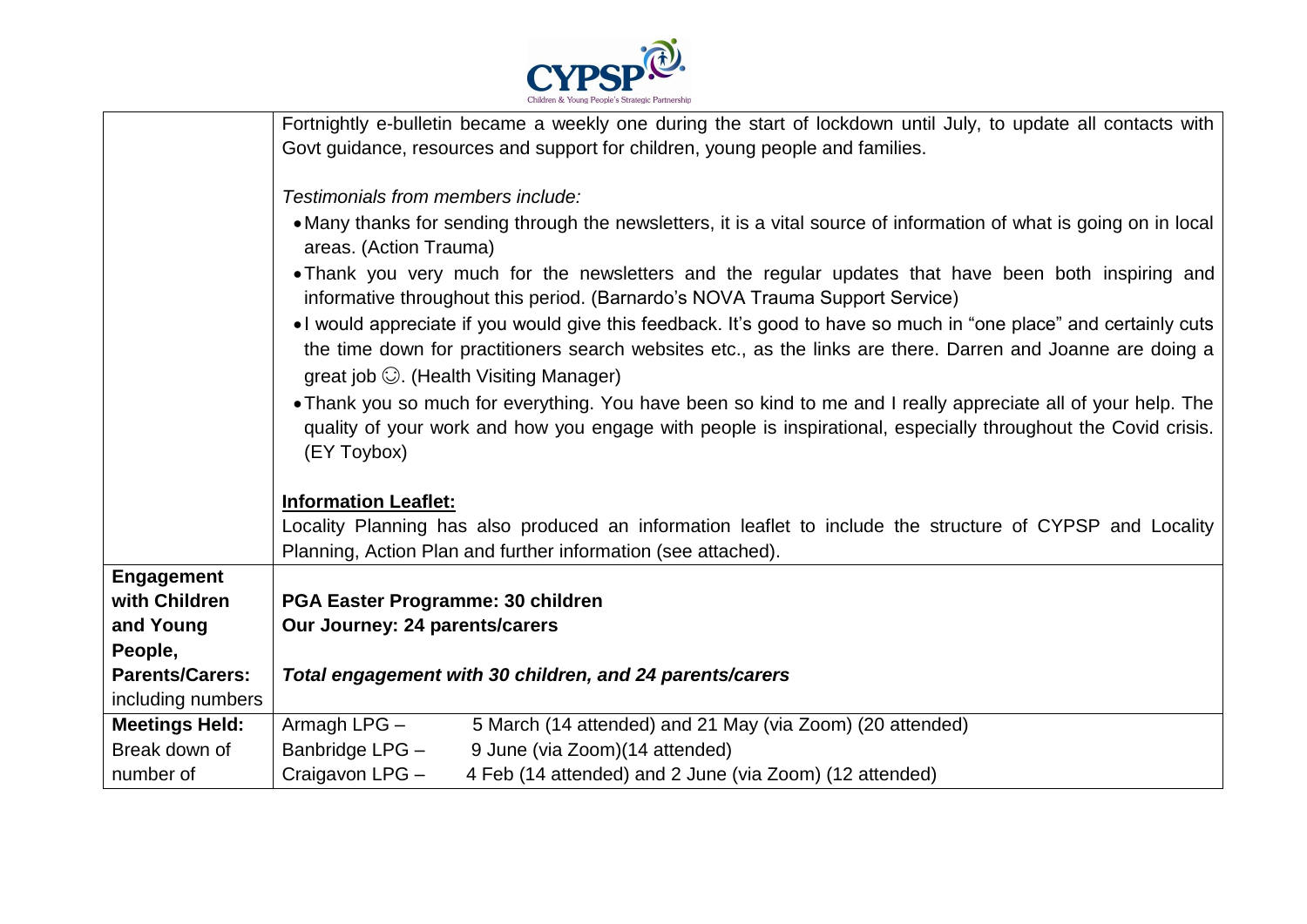| | |
|---|---|
| | Fortnightly e-bulletin became a weekly one during the start of lockdown until July, to update all contacts with Govt guidance, resources and support for children, young people and families.<br><br>*Testimonials from members include:*<br>• Many thanks for sending through the newsletters, it is a vital source of information of what is going on in local areas. (Action Trauma)<br>• Thank you very much for the newsletters and the regular updates that have been both inspiring and informative throughout this period. (Barnardo's NOVA Trauma Support Service)<br>• I would appreciate if you would give this feedback. It's good to have so much in "one place" and certainly cuts the time down for practitioners search websites etc., as the links are there. Darren and Joanne are doing a great job ☺. (Health Visiting Manager)<br>• Thank you so much for everything. You have been so kind to me and I really appreciate all of your help. The quality of your work and how you engage with people is inspirational, especially throughout the Covid crisis. (EY Toybox)<br><br>**Information Leaflet:**<br>Locality Planning has also produced an information leaflet to include the structure of CYPSP and Locality Planning, Action Plan and further information (see attached). |
| **Engagement with Children and Young People, Parents/Carers:** including numbers | **PGA Easter Programme: 30 children**<br>**Our Journey: 24 parents/carers**<br><br>***Total engagement with 30 children, and 24 parents/carers*** |
| **Meetings Held:** Break down of number of | Armagh LPG – 5 March (14 attended) and 21 May (via Zoom) (20 attended)<br>Banbridge LPG – 9 June (via Zoom)(14 attended)<br>Craigavon LPG – 4 Feb (14 attended) and 2 June (via Zoom) (12 attended) |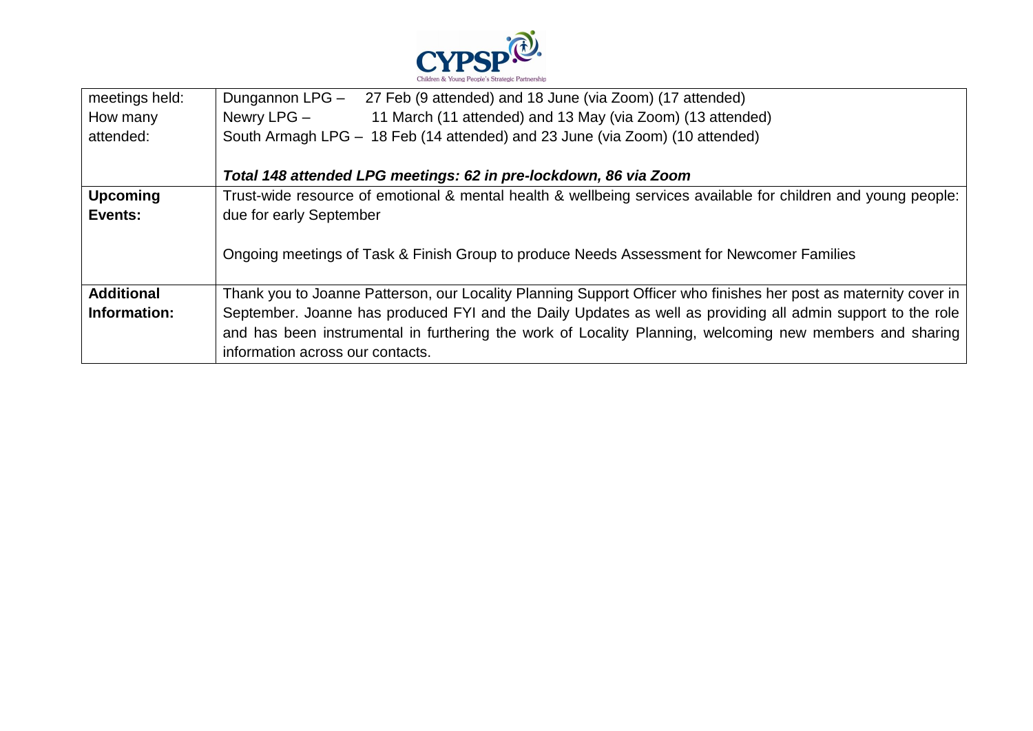| meetings held: How many attended: | Dungannon LPG – 27 Feb (9 attended) and 18 June (via Zoom) (17 attended)<br>Newry LPG – 11 March (11 attended) and 13 May (via Zoom) (13 attended)<br>South Armagh LPG – 18 Feb (14 attended) and 23 June (via Zoom) (10 attended)<br><br>***Total 148 attended LPG meetings: 62 in pre-lockdown, 86 via Zoom*** |
|---|---|
| **Upcoming Events:** | Trust-wide resource of emotional & mental health & wellbeing services available for children and young people: due for early September<br><br>Ongoing meetings of Task & Finish Group to produce Needs Assessment for Newcomer Families |
| **Additional Information:** | Thank you to Joanne Patterson, our Locality Planning Support Officer who finishes her post as maternity cover in September. Joanne has produced FYI and the Daily Updates as well as providing all admin support to the role and has been instrumental in furthering the work of Locality Planning, welcoming new members and sharing information across our contacts. |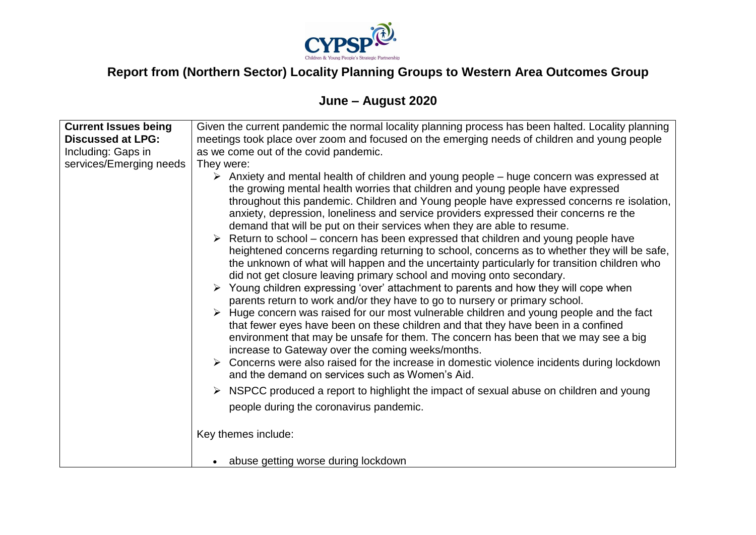# Report from (Northern Sector) Locality Planning Groups to Western Area Outcomes Group

## June – August 2020

| | |
|---|---|
| **Current Issues being Discussed at LPG:** Including: Gaps in services/Emerging needs | Given the current pandemic the normal locality planning process has been halted. Locality planning meetings took place over zoom and focused on the emerging needs of children and young people as we come out of the covid pandemic.<br>They were:<br>➢ Anxiety and mental health of children and young people – huge concern was expressed at the growing mental health worries that children and young people have expressed throughout this pandemic. Children and Young people have expressed concerns re isolation, anxiety, depression, loneliness and service providers expressed their concerns re the demand that will be put on their services when they are able to resume.<br>➢ Return to school – concern has been expressed that children and young people have heightened concerns regarding returning to school, concerns as to whether they will be safe, the unknown of what will happen and the uncertainty particularly for transition children who did not get closure leaving primary school and moving onto secondary.<br>➢ Young children expressing 'over' attachment to parents and how they will cope when parents return to work and/or they have to go to nursery or primary school.<br>➢ Huge concern was raised for our most vulnerable children and young people and the fact that fewer eyes have been on these children and that they have been in a confined environment that may be unsafe for them. The concern has been that we may see a big increase to Gateway over the coming weeks/months.<br>➢ Concerns were also raised for the increase in domestic violence incidents during lockdown and the demand on services such as Women's Aid.<br>➢ NSPCC produced a report to highlight the impact of sexual abuse on children and young people during the coronavirus pandemic.<br><br>Key themes include:<br><br>• abuse getting worse during lockdown |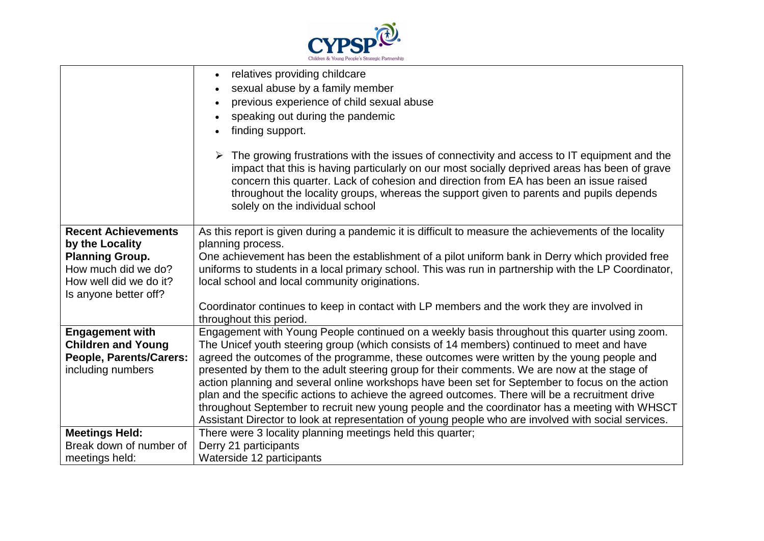| | |
|---|---|
| | • relatives providing childcare<br>• sexual abuse by a family member<br>• previous experience of child sexual abuse<br>• speaking out during the pandemic<br>• finding support.<br><br>➢ The growing frustrations with the issues of connectivity and access to IT equipment and the impact that this is having particularly on our most socially deprived areas has been of grave concern this quarter. Lack of cohesion and direction from EA has been an issue raised throughout the locality groups, whereas the support given to parents and pupils depends solely on the individual school |
| **Recent Achievements by the Locality Planning Group.**<br>How much did we do?<br>How well did we do it?<br>Is anyone better off? | As this report is given during a pandemic it is difficult to measure the achievements of the locality planning process.<br>One achievement has been the establishment of a pilot uniform bank in Derry which provided free uniforms to students in a local primary school. This was run in partnership with the LP Coordinator, local school and local community originations.<br><br>Coordinator continues to keep in contact with LP members and the work they are involved in throughout this period. |
| **Engagement with Children and Young People, Parents/Carers:** including numbers | Engagement with Young People continued on a weekly basis throughout this quarter using zoom. The Unicef youth steering group (which consists of 14 members) continued to meet and have agreed the outcomes of the programme, these outcomes were written by the young people and presented by them to the adult steering group for their comments. We are now at the stage of action planning and several online workshops have been set for September to focus on the action plan and the specific actions to achieve the agreed outcomes. There will be a recruitment drive throughout September to recruit new young people and the coordinator has a meeting with WHSCT Assistant Director to look at representation of young people who are involved with social services. |
| **Meetings Held:**<br>Break down of number of meetings held: | There were 3 locality planning meetings held this quarter;<br>Derry 21 participants<br>Waterside 12 participants |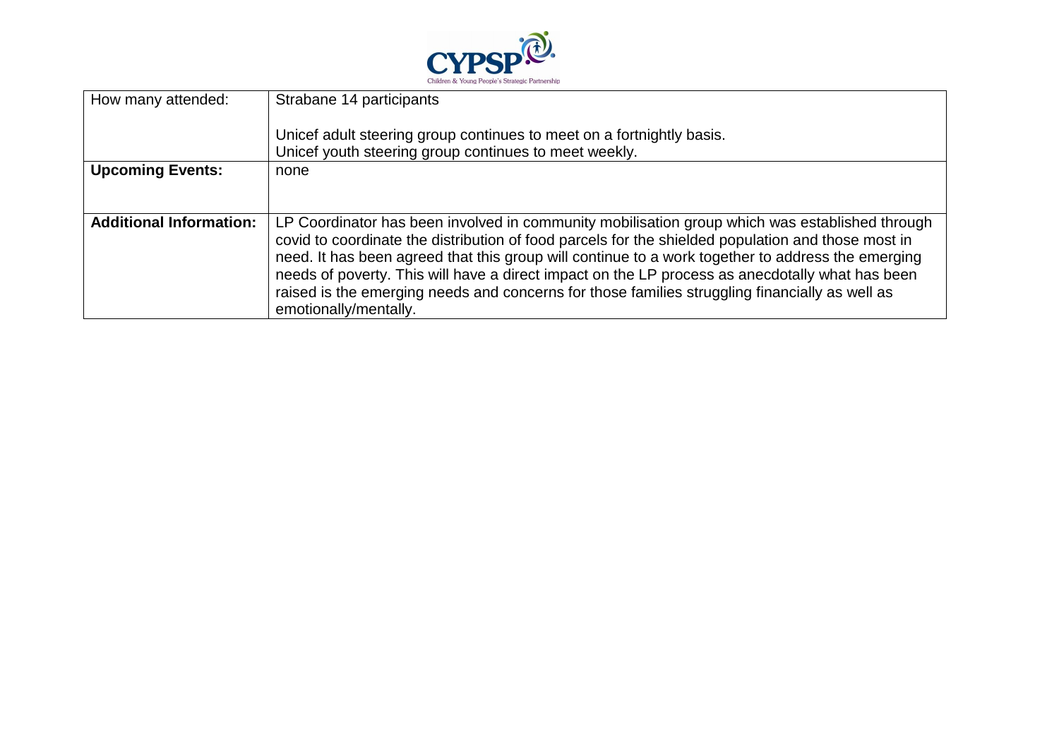| How many attended: | Strabane 14 participants<br><br>Unicef adult steering group continues to meet on a fortnightly basis.<br>Unicef youth steering group continues to meet weekly. |
|---|---|
| **Upcoming Events:** | none |
| **Additional Information:** | LP Coordinator has been involved in community mobilisation group which was established through covid to coordinate the distribution of food parcels for the shielded population and those most in need. It has been agreed that this group will continue to a work together to address the emerging needs of poverty. This will have a direct impact on the LP process as anecdotally what has been raised is the emerging needs and concerns for those families struggling financially as well as emotionally/mentally. |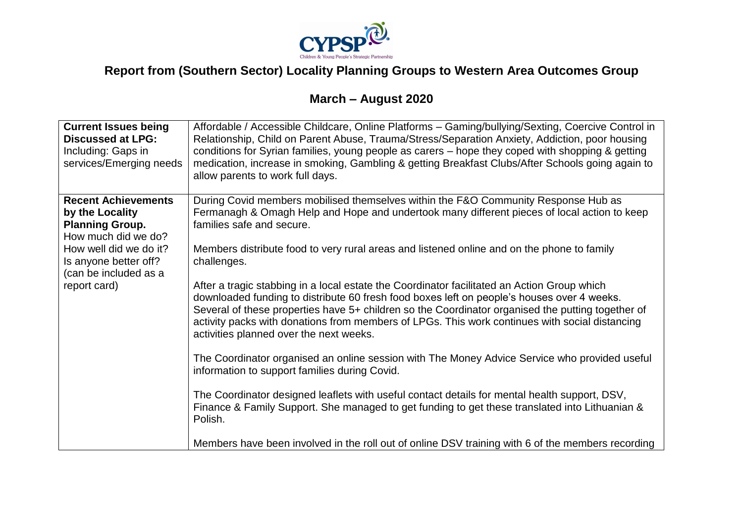# Report from (Southern Sector) Locality Planning Groups to Western Area Outcomes Group

## March – August 2020

| | |
|---|---|
| **Current Issues being Discussed at LPG:** Including: Gaps in services/Emerging needs | Affordable / Accessible Childcare, Online Platforms – Gaming/bullying/Sexting, Coercive Control in Relationship, Child on Parent Abuse, Trauma/Stress/Separation Anxiety, Addiction, poor housing conditions for Syrian families, young people as carers – hope they coped with shopping & getting medication, increase in smoking, Gambling & getting Breakfast Clubs/After Schools going again to allow parents to work full days. |
| **Recent Achievements by the Locality Planning Group.** How much did we do? How well did we do it? Is anyone better off? (can be included as a report card) | During Covid members mobilised themselves within the F&O Community Response Hub as Fermanagh & Omagh Help and Hope and undertook many different pieces of local action to keep families safe and secure.<br><br>Members distribute food to very rural areas and listened online and on the phone to family challenges.<br><br>After a tragic stabbing in a local estate the Coordinator facilitated an Action Group which downloaded funding to distribute 60 fresh food boxes left on people's houses over 4 weeks. Several of these properties have 5+ children so the Coordinator organised the putting together of activity packs with donations from members of LPGs. This work continues with social distancing activities planned over the next weeks.<br><br>The Coordinator organised an online session with The Money Advice Service who provided useful information to support families during Covid.<br><br>The Coordinator designed leaflets with useful contact details for mental health support, DSV, Finance & Family Support. She managed to get funding to get these translated into Lithuanian & Polish.<br><br>Members have been involved in the roll out of online DSV training with 6 of the members recording |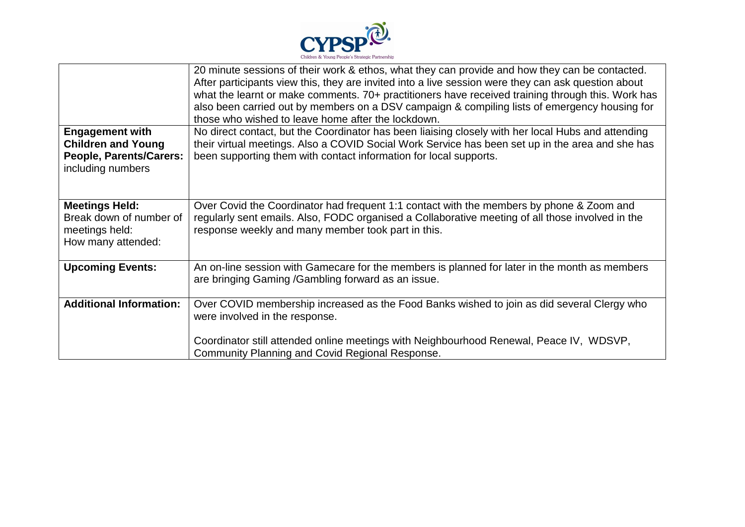| | |
|---|---|
| | 20 minute sessions of their work & ethos, what they can provide and how they can be contacted. After participants view this, they are invited into a live session were they can ask question about what the learnt or make comments. 70+ practitioners have received training through this. Work has also been carried out by members on a DSV campaign & compiling lists of emergency housing for those who wished to leave home after the lockdown. |
| **Engagement with Children and Young People, Parents/Carers:** including numbers | No direct contact, but the Coordinator has been liaising closely with her local Hubs and attending their virtual meetings. Also a COVID Social Work Service has been set up in the area and she has been supporting them with contact information for local supports. |
| **Meetings Held:** Break down of number of meetings held: How many attended: | Over Covid the Coordinator had frequent 1:1 contact with the members by phone & Zoom and regularly sent emails. Also, FODC organised a Collaborative meeting of all those involved in the response weekly and many member took part in this. |
| **Upcoming Events:** | An on-line session with Gamecare for the members is planned for later in the month as members are bringing Gaming /Gambling forward as an issue. |
| **Additional Information:** | Over COVID membership increased as the Food Banks wished to join as did several Clergy who were involved in the response.<br><br>Coordinator still attended online meetings with Neighbourhood Renewal, Peace IV, WDSVP, Community Planning and Covid Regional Response. |